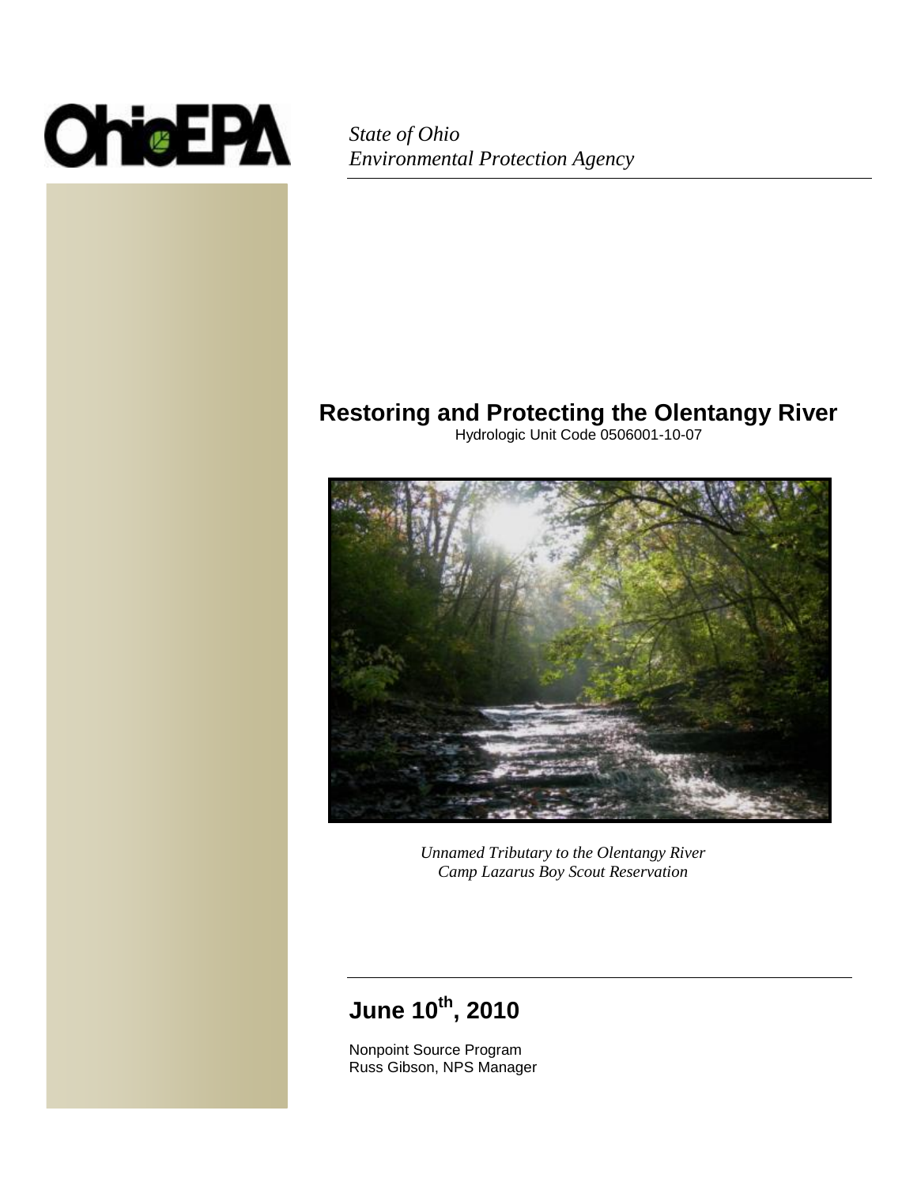*State of Ohio*
*Environmental Protection Agency*

# Restoring and Protecting the Olentangy River

Hydrologic Unit Code 0506001-10-07

*Unnamed Tributary to the Olentangy River*
*Camp Lazarus Boy Scout Reservation*

## June 10th, 2010

Nonpoint Source Program
Russ Gibson, NPS Manager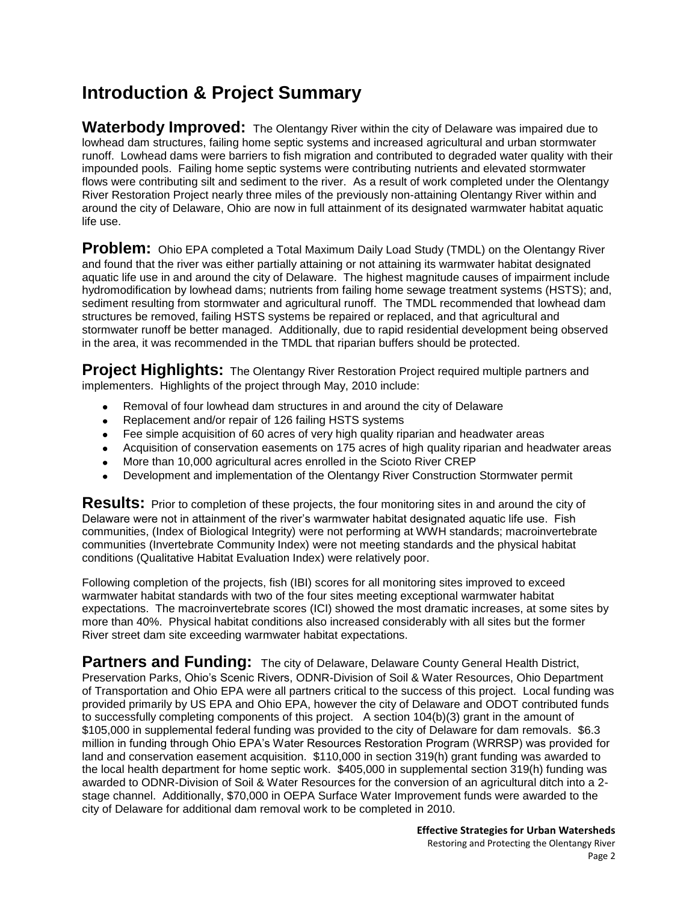# Introduction & Project Summary

**Waterbody Improved:** The Olentangy River within the city of Delaware was impaired due to lowhead dam structures, failing home septic systems and increased agricultural and urban stormwater runoff. Lowhead dams were barriers to fish migration and contributed to degraded water quality with their impounded pools. Failing home septic systems were contributing nutrients and elevated stormwater flows were contributing silt and sediment to the river. As a result of work completed under the Olentangy River Restoration Project nearly three miles of the previously non-attaining Olentangy River within and around the city of Delaware, Ohio are now in full attainment of its designated warmwater habitat aquatic life use.

**Problem:** Ohio EPA completed a Total Maximum Daily Load Study (TMDL) on the Olentangy River and found that the river was either partially attaining or not attaining its warmwater habitat designated aquatic life use in and around the city of Delaware. The highest magnitude causes of impairment include hydromodification by lowhead dams; nutrients from failing home sewage treatment systems (HSTS); and, sediment resulting from stormwater and agricultural runoff. The TMDL recommended that lowhead dam structures be removed, failing HSTS systems be repaired or replaced, and that agricultural and stormwater runoff be better managed. Additionally, due to rapid residential development being observed in the area, it was recommended in the TMDL that riparian buffers should be protected.

**Project Highlights:** The Olentangy River Restoration Project required multiple partners and implementers. Highlights of the project through May, 2010 include:

- Removal of four lowhead dam structures in and around the city of Delaware
- Replacement and/or repair of 126 failing HSTS systems
- Fee simple acquisition of 60 acres of very high quality riparian and headwater areas
- Acquisition of conservation easements on 175 acres of high quality riparian and headwater areas
- More than 10,000 agricultural acres enrolled in the Scioto River CREP
- Development and implementation of the Olentangy River Construction Stormwater permit

**Results:** Prior to completion of these projects, the four monitoring sites in and around the city of Delaware were not in attainment of the river's warmwater habitat designated aquatic life use. Fish communities, (Index of Biological Integrity) were not performing at WWH standards; macroinvertebrate communities (Invertebrate Community Index) were not meeting standards and the physical habitat conditions (Qualitative Habitat Evaluation Index) were relatively poor.

Following completion of the projects, fish (IBI) scores for all monitoring sites improved to exceed warmwater habitat standards with two of the four sites meeting exceptional warmwater habitat expectations. The macroinvertebrate scores (ICI) showed the most dramatic increases, at some sites by more than 40%. Physical habitat conditions also increased considerably with all sites but the former River street dam site exceeding warmwater habitat expectations.

**Partners and Funding:** The city of Delaware, Delaware County General Health District, Preservation Parks, Ohio's Scenic Rivers, ODNR-Division of Soil & Water Resources, Ohio Department of Transportation and Ohio EPA were all partners critical to the success of this project. Local funding was provided primarily by US EPA and Ohio EPA, however the city of Delaware and ODOT contributed funds to successfully completing components of this project. A section 104(b)(3) grant in the amount of $105,000 in supplemental federal funding was provided to the city of Delaware for dam removals. $6.3 million in funding through Ohio EPA's Water Resources Restoration Program (WRRSP) was provided for land and conservation easement acquisition. $110,000 in section 319(h) grant funding was awarded to the local health department for home septic work. $405,000 in supplemental section 319(h) funding was awarded to ODNR-Division of Soil & Water Resources for the conversion of an agricultural ditch into a 2-stage channel. Additionally, $70,000 in OEPA Surface Water Improvement funds were awarded to the city of Delaware for additional dam removal work to be completed in 2010.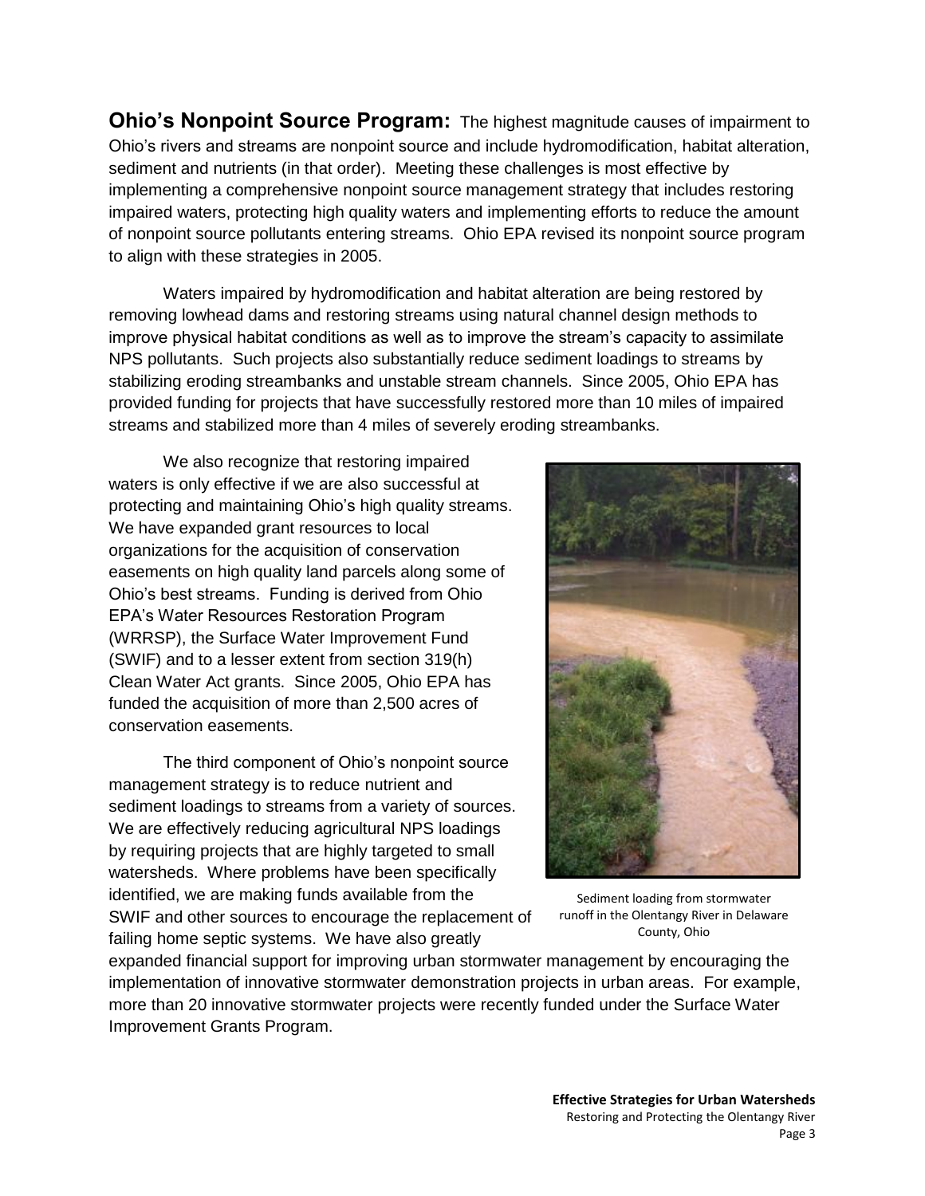**Ohio's Nonpoint Source Program:** The highest magnitude causes of impairment to Ohio's rivers and streams are nonpoint source and include hydromodification, habitat alteration, sediment and nutrients (in that order). Meeting these challenges is most effective by implementing a comprehensive nonpoint source management strategy that includes restoring impaired waters, protecting high quality waters and implementing efforts to reduce the amount of nonpoint source pollutants entering streams. Ohio EPA revised its nonpoint source program to align with these strategies in 2005.

Waters impaired by hydromodification and habitat alteration are being restored by removing lowhead dams and restoring streams using natural channel design methods to improve physical habitat conditions as well as to improve the stream's capacity to assimilate NPS pollutants. Such projects also substantially reduce sediment loadings to streams by stabilizing eroding streambanks and unstable stream channels. Since 2005, Ohio EPA has provided funding for projects that have successfully restored more than 10 miles of impaired streams and stabilized more than 4 miles of severely eroding streambanks.

We also recognize that restoring impaired waters is only effective if we are also successful at protecting and maintaining Ohio's high quality streams. We have expanded grant resources to local organizations for the acquisition of conservation easements on high quality land parcels along some of Ohio's best streams. Funding is derived from Ohio EPA's Water Resources Restoration Program (WRRSP), the Surface Water Improvement Fund (SWIF) and to a lesser extent from section 319(h) Clean Water Act grants. Since 2005, Ohio EPA has funded the acquisition of more than 2,500 acres of conservation easements.

Sediment loading from stormwater runoff in the Olentangy River in Delaware County, Ohio

The third component of Ohio's nonpoint source management strategy is to reduce nutrient and sediment loadings to streams from a variety of sources. We are effectively reducing agricultural NPS loadings by requiring projects that are highly targeted to small watersheds. Where problems have been specifically identified, we are making funds available from the SWIF and other sources to encourage the replacement of failing home septic systems. We have also greatly expanded financial support for improving urban stormwater management by encouraging the implementation of innovative stormwater demonstration projects in urban areas. For example, more than 20 innovative stormwater projects were recently funded under the Surface Water Improvement Grants Program.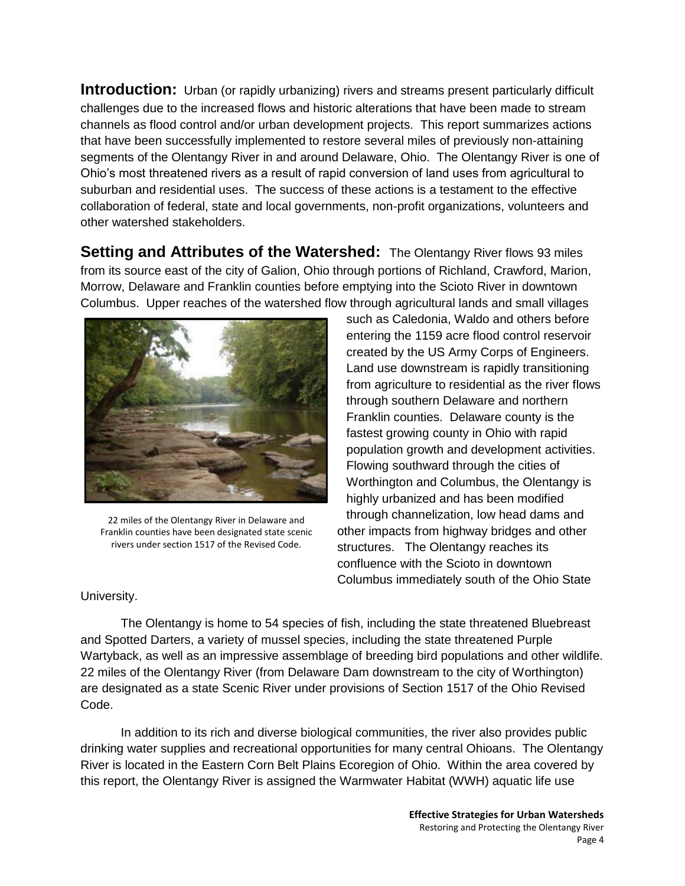**Introduction:** Urban (or rapidly urbanizing) rivers and streams present particularly difficult challenges due to the increased flows and historic alterations that have been made to stream channels as flood control and/or urban development projects. This report summarizes actions that have been successfully implemented to restore several miles of previously non-attaining segments of the Olentangy River in and around Delaware, Ohio. The Olentangy River is one of Ohio's most threatened rivers as a result of rapid conversion of land uses from agricultural to suburban and residential uses. The success of these actions is a testament to the effective collaboration of federal, state and local governments, non-profit organizations, volunteers and other watershed stakeholders.

**Setting and Attributes of the Watershed:** The Olentangy River flows 93 miles from its source east of the city of Galion, Ohio through portions of Richland, Crawford, Marion, Morrow, Delaware and Franklin counties before emptying into the Scioto River in downtown Columbus. Upper reaches of the watershed flow through agricultural lands and small villages such as Caledonia, Waldo and others before entering the 1159 acre flood control reservoir created by the US Army Corps of Engineers. Land use downstream is rapidly transitioning from agriculture to residential as the river flows through southern Delaware and northern Franklin counties. Delaware county is the fastest growing county in Ohio with rapid population growth and development activities. Flowing southward through the cities of Worthington and Columbus, the Olentangy is highly urbanized and has been modified through channelization, low head dams and other impacts from highway bridges and other structures. The Olentangy reaches its confluence with the Scioto in downtown Columbus immediately south of the Ohio State University.

22 miles of the Olentangy River in Delaware and Franklin counties have been designated state scenic rivers under section 1517 of the Revised Code.

The Olentangy is home to 54 species of fish, including the state threatened Bluebreast and Spotted Darters, a variety of mussel species, including the state threatened Purple Wartyback, as well as an impressive assemblage of breeding bird populations and other wildlife. 22 miles of the Olentangy River (from Delaware Dam downstream to the city of Worthington) are designated as a state Scenic River under provisions of Section 1517 of the Ohio Revised Code.

In addition to its rich and diverse biological communities, the river also provides public drinking water supplies and recreational opportunities for many central Ohioans. The Olentangy River is located in the Eastern Corn Belt Plains Ecoregion of Ohio. Within the area covered by this report, the Olentangy River is assigned the Warmwater Habitat (WWH) aquatic life use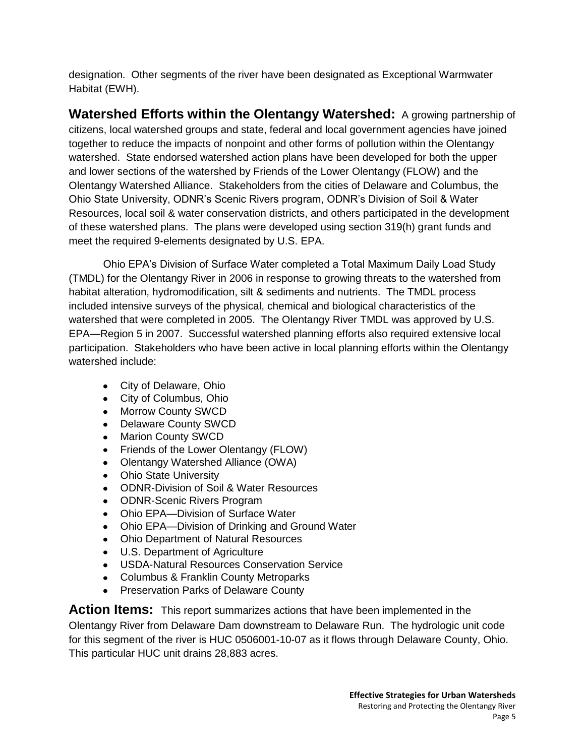designation. Other segments of the river have been designated as Exceptional Warmwater Habitat (EWH).

**Watershed Efforts within the Olentangy Watershed:** A growing partnership of citizens, local watershed groups and state, federal and local government agencies have joined together to reduce the impacts of nonpoint and other forms of pollution within the Olentangy watershed. State endorsed watershed action plans have been developed for both the upper and lower sections of the watershed by Friends of the Lower Olentangy (FLOW) and the Olentangy Watershed Alliance. Stakeholders from the cities of Delaware and Columbus, the Ohio State University, ODNR's Scenic Rivers program, ODNR's Division of Soil & Water Resources, local soil & water conservation districts, and others participated in the development of these watershed plans. The plans were developed using section 319(h) grant funds and meet the required 9-elements designated by U.S. EPA.

Ohio EPA's Division of Surface Water completed a Total Maximum Daily Load Study (TMDL) for the Olentangy River in 2006 in response to growing threats to the watershed from habitat alteration, hydromodification, silt & sediments and nutrients. The TMDL process included intensive surveys of the physical, chemical and biological characteristics of the watershed that were completed in 2005. The Olentangy River TMDL was approved by U.S. EPA—Region 5 in 2007. Successful watershed planning efforts also required extensive local participation. Stakeholders who have been active in local planning efforts within the Olentangy watershed include:

- City of Delaware, Ohio
- City of Columbus, Ohio
- Morrow County SWCD
- Delaware County SWCD
- Marion County SWCD
- Friends of the Lower Olentangy (FLOW)
- Olentangy Watershed Alliance (OWA)
- Ohio State University
- ODNR-Division of Soil & Water Resources
- ODNR-Scenic Rivers Program
- Ohio EPA—Division of Surface Water
- Ohio EPA—Division of Drinking and Ground Water
- Ohio Department of Natural Resources
- U.S. Department of Agriculture
- USDA-Natural Resources Conservation Service
- Columbus & Franklin County Metroparks
- Preservation Parks of Delaware County

**Action Items:** This report summarizes actions that have been implemented in the Olentangy River from Delaware Dam downstream to Delaware Run. The hydrologic unit code for this segment of the river is HUC 0506001-10-07 as it flows through Delaware County, Ohio. This particular HUC unit drains 28,883 acres.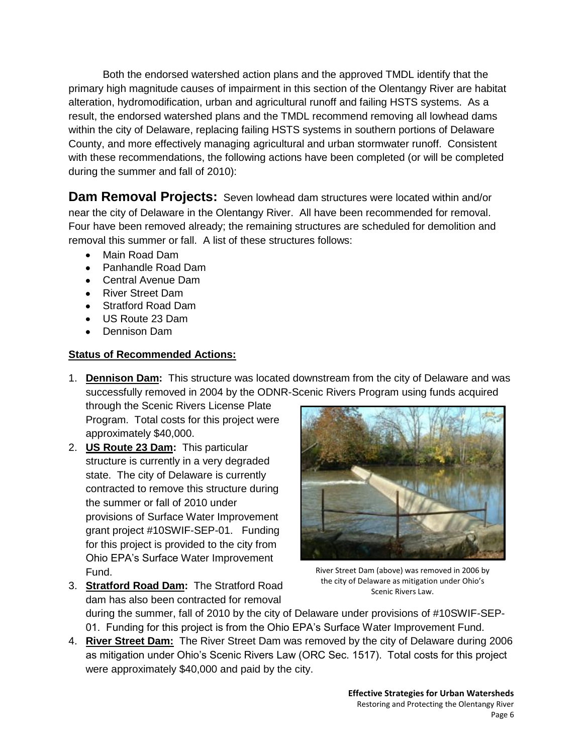Both the endorsed watershed action plans and the approved TMDL identify that the primary high magnitude causes of impairment in this section of the Olentangy River are habitat alteration, hydromodification, urban and agricultural runoff and failing HSTS systems. As a result, the endorsed watershed plans and the TMDL recommend removing all lowhead dams within the city of Delaware, replacing failing HSTS systems in southern portions of Delaware County, and more effectively managing agricultural and urban stormwater runoff. Consistent with these recommendations, the following actions have been completed (or will be completed during the summer and fall of 2010):

**Dam Removal Projects:** Seven lowhead dam structures were located within and/or near the city of Delaware in the Olentangy River. All have been recommended for removal. Four have been removed already; the remaining structures are scheduled for demolition and removal this summer or fall. A list of these structures follows:

- Main Road Dam
- Panhandle Road Dam
- Central Avenue Dam
- River Street Dam
- Stratford Road Dam
- US Route 23 Dam
- Dennison Dam

**Status of Recommended Actions:**

1. **Dennison Dam:** This structure was located downstream from the city of Delaware and was successfully removed in 2004 by the ODNR-Scenic Rivers Program using funds acquired through the Scenic Rivers License Plate Program. Total costs for this project were approximately $40,000.
2. **US Route 23 Dam:** This particular structure is currently in a very degraded state. The city of Delaware is currently contracted to remove this structure during the summer or fall of 2010 under provisions of Surface Water Improvement grant project #10SWIF-SEP-01. Funding for this project is provided to the city from Ohio EPA's Surface Water Improvement Fund.
3. **Stratford Road Dam:** The Stratford Road dam has also been contracted for removal during the summer, fall of 2010 by the city of Delaware under provisions of #10SWIF-SEP-01. Funding for this project is from the Ohio EPA's Surface Water Improvement Fund.
4. **River Street Dam:** The River Street Dam was removed by the city of Delaware during 2006 as mitigation under Ohio's Scenic Rivers Law (ORC Sec. 1517). Total costs for this project were approximately $40,000 and paid by the city.

River Street Dam (above) was removed in 2006 by the city of Delaware as mitigation under Ohio's Scenic Rivers Law.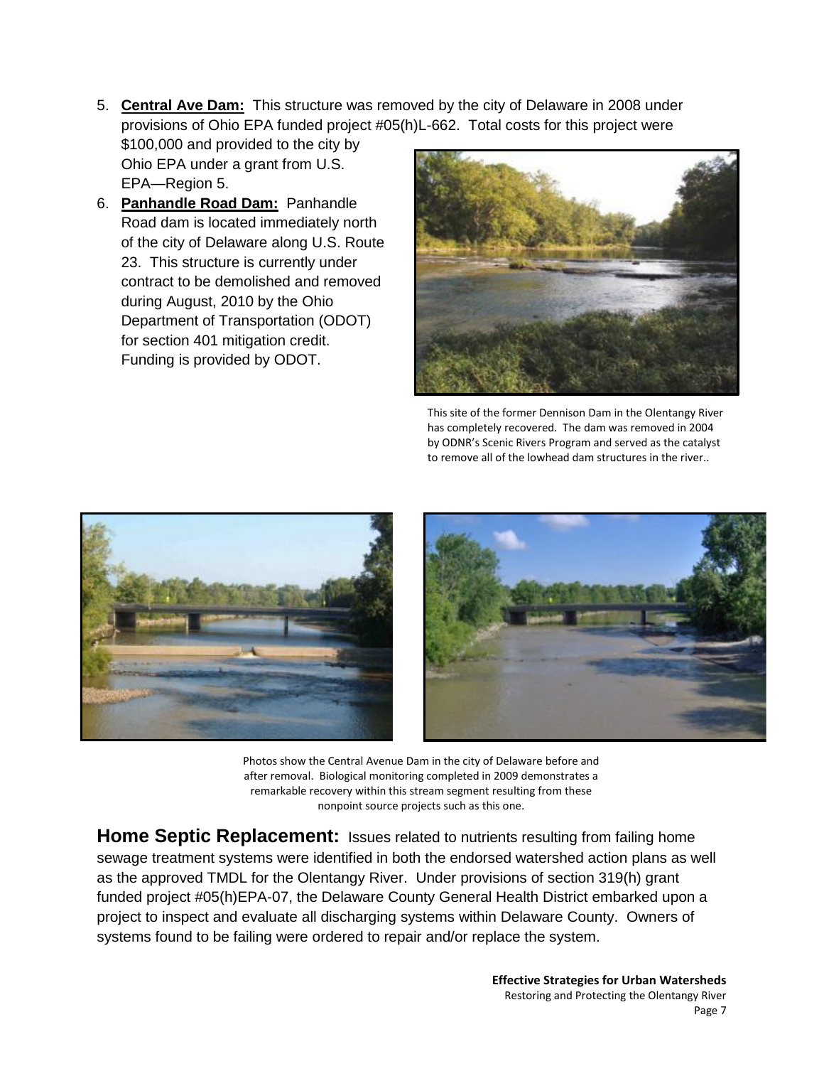5. **Central Ave Dam:** This structure was removed by the city of Delaware in 2008 under provisions of Ohio EPA funded project #05(h)L-662. Total costs for this project were $100,000 and provided to the city by Ohio EPA under a grant from U.S. EPA—Region 5.
6. **Panhandle Road Dam:** Panhandle Road dam is located immediately north of the city of Delaware along U.S. Route 23. This structure is currently under contract to be demolished and removed during August, 2010 by the Ohio Department of Transportation (ODOT) for section 401 mitigation credit. Funding is provided by ODOT.

This site of the former Dennison Dam in the Olentangy River has completely recovered. The dam was removed in 2004 by ODNR's Scenic Rivers Program and served as the catalyst to remove all of the lowhead dam structures in the river..

Photos show the Central Avenue Dam in the city of Delaware before and after removal. Biological monitoring completed in 2009 demonstrates a remarkable recovery within this stream segment resulting from these nonpoint source projects such as this one.

**Home Septic Replacement:** Issues related to nutrients resulting from failing home sewage treatment systems were identified in both the endorsed watershed action plans as well as the approved TMDL for the Olentangy River. Under provisions of section 319(h) grant funded project #05(h)EPA-07, the Delaware County General Health District embarked upon a project to inspect and evaluate all discharging systems within Delaware County. Owners of systems found to be failing were ordered to repair and/or replace the system.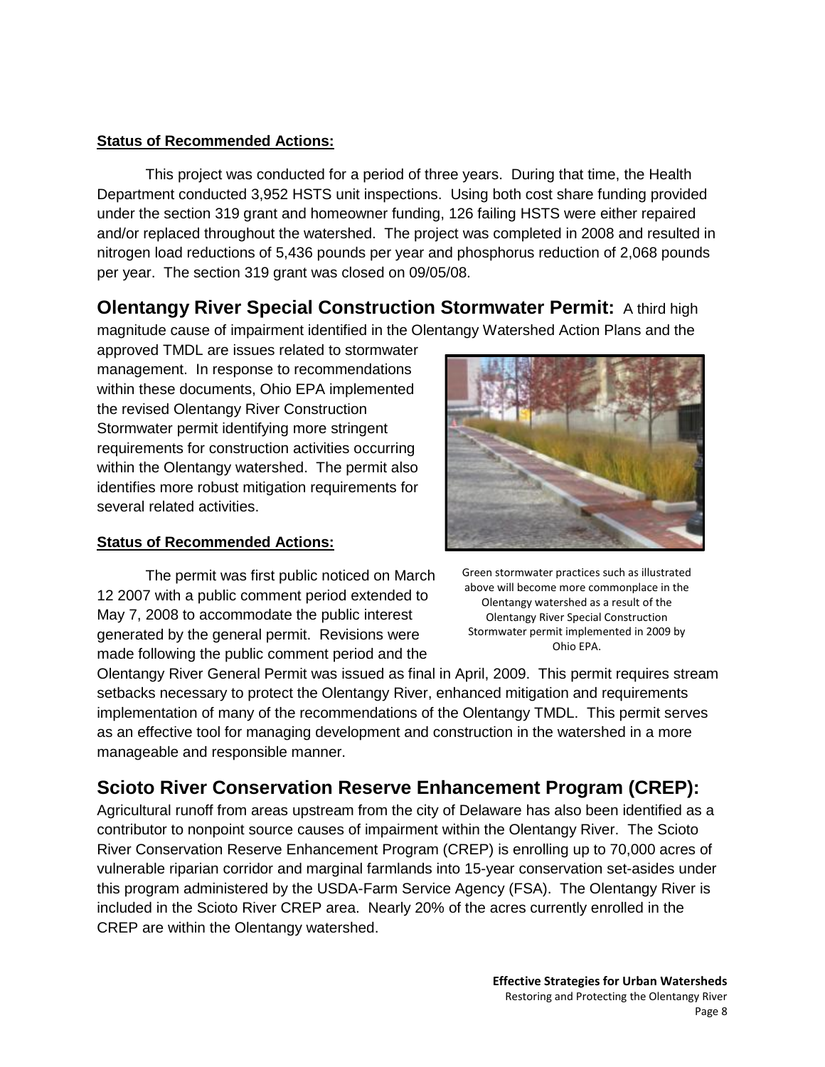**Status of Recommended Actions:**

This project was conducted for a period of three years. During that time, the Health Department conducted 3,952 HSTS unit inspections. Using both cost share funding provided under the section 319 grant and homeowner funding, 126 failing HSTS were either repaired and/or replaced throughout the watershed. The project was completed in 2008 and resulted in nitrogen load reductions of 5,436 pounds per year and phosphorus reduction of 2,068 pounds per year. The section 319 grant was closed on 09/05/08.

## Olentangy River Special Construction Stormwater Permit:

A third high magnitude cause of impairment identified in the Olentangy Watershed Action Plans and the approved TMDL are issues related to stormwater management. In response to recommendations within these documents, Ohio EPA implemented the revised Olentangy River Construction Stormwater permit identifying more stringent requirements for construction activities occurring within the Olentangy watershed. The permit also identifies more robust mitigation requirements for several related activities.

Green stormwater practices such as illustrated above will become more commonplace in the Olentangy watershed as a result of the Olentangy River Special Construction Stormwater permit implemented in 2009 by Ohio EPA.

**Status of Recommended Actions:**

The permit was first public noticed on March 12 2007 with a public comment period extended to May 7, 2008 to accommodate the public interest generated by the general permit. Revisions were made following the public comment period and the Olentangy River General Permit was issued as final in April, 2009. This permit requires stream setbacks necessary to protect the Olentangy River, enhanced mitigation and requirements implementation of many of the recommendations of the Olentangy TMDL. This permit serves as an effective tool for managing development and construction in the watershed in a more manageable and responsible manner.

## Scioto River Conservation Reserve Enhancement Program (CREP):

Agricultural runoff from areas upstream from the city of Delaware has also been identified as a contributor to nonpoint source causes of impairment within the Olentangy River. The Scioto River Conservation Reserve Enhancement Program (CREP) is enrolling up to 70,000 acres of vulnerable riparian corridor and marginal farmlands into 15-year conservation set-asides under this program administered by the USDA-Farm Service Agency (FSA). The Olentangy River is included in the Scioto River CREP area. Nearly 20% of the acres currently enrolled in the CREP are within the Olentangy watershed.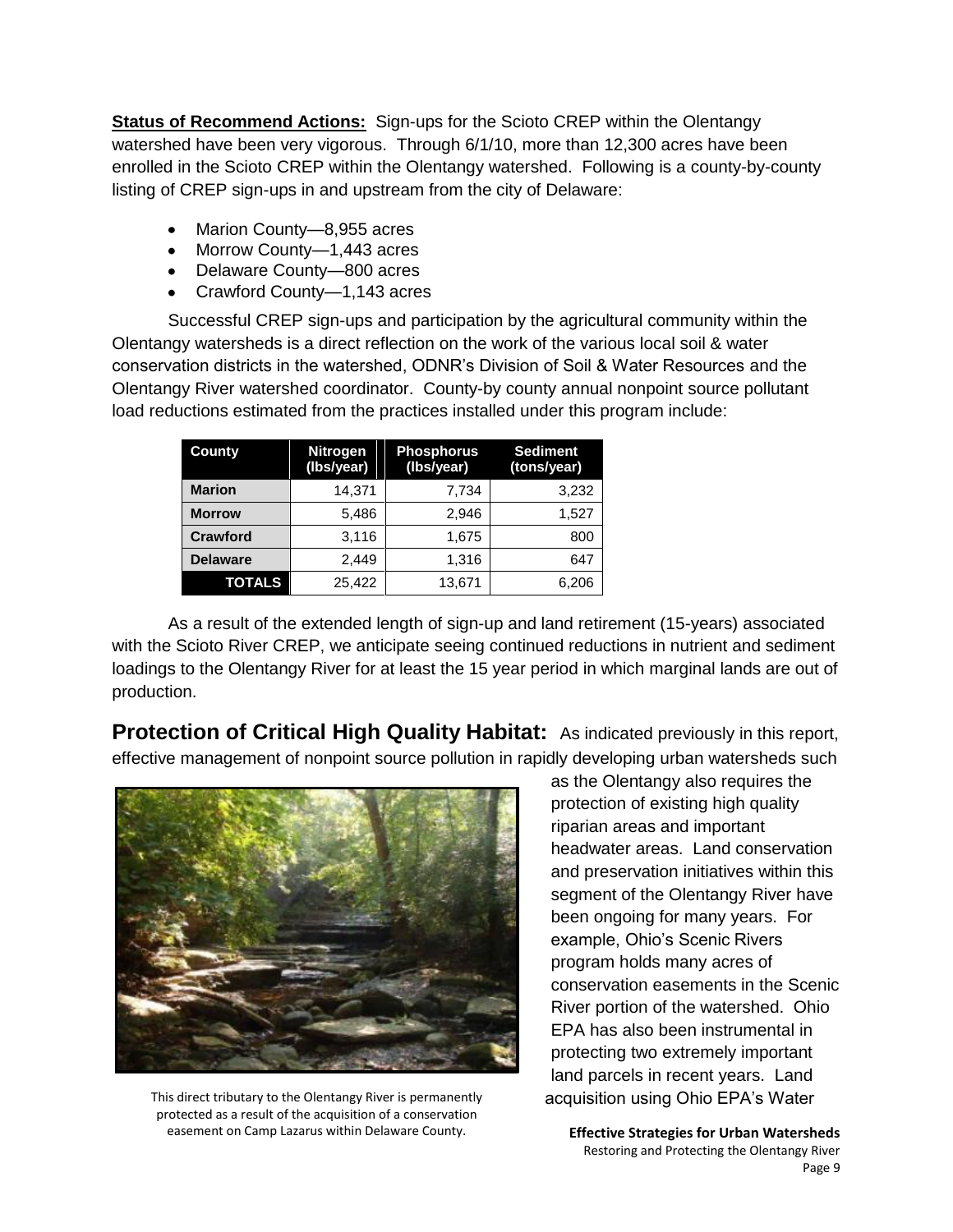**Status of Recommend Actions:** Sign-ups for the Scioto CREP within the Olentangy watershed have been very vigorous. Through 6/1/10, more than 12,300 acres have been enrolled in the Scioto CREP within the Olentangy watershed. Following is a county-by-county listing of CREP sign-ups in and upstream from the city of Delaware:

- Marion County—8,955 acres
- Morrow County—1,443 acres
- Delaware County—800 acres
- Crawford County—1,143 acres

Successful CREP sign-ups and participation by the agricultural community within the Olentangy watersheds is a direct reflection on the work of the various local soil & water conservation districts in the watershed, ODNR's Division of Soil & Water Resources and the Olentangy River watershed coordinator. County-by county annual nonpoint source pollutant load reductions estimated from the practices installed under this program include:

| County | Nitrogen (lbs/year) | Phosphorus (lbs/year) | Sediment (tons/year) |
|---|---|---|---|
| **Marion** | 14,371 | 7,734 | 3,232 |
| **Morrow** | 5,486 | 2,946 | 1,527 |
| **Crawford** | 3,116 | 1,675 | 800 |
| **Delaware** | 2,449 | 1,316 | 647 |
| **TOTALS** | 25,422 | 13,671 | 6,206 |

As a result of the extended length of sign-up and land retirement (15-years) associated with the Scioto River CREP, we anticipate seeing continued reductions in nutrient and sediment loadings to the Olentangy River for at least the 15 year period in which marginal lands are out of production.

## Protection of Critical High Quality Habitat:

As indicated previously in this report, effective management of nonpoint source pollution in rapidly developing urban watersheds such as the Olentangy also requires the protection of existing high quality riparian areas and important headwater areas. Land conservation and preservation initiatives within this segment of the Olentangy River have been ongoing for many years. For example, Ohio's Scenic Rivers program holds many acres of conservation easements in the Scenic River portion of the watershed. Ohio EPA has also been instrumental in protecting two extremely important land parcels in recent years. Land acquisition using Ohio EPA's Water

This direct tributary to the Olentangy River is permanently protected as a result of the acquisition of a conservation easement on Camp Lazarus within Delaware County.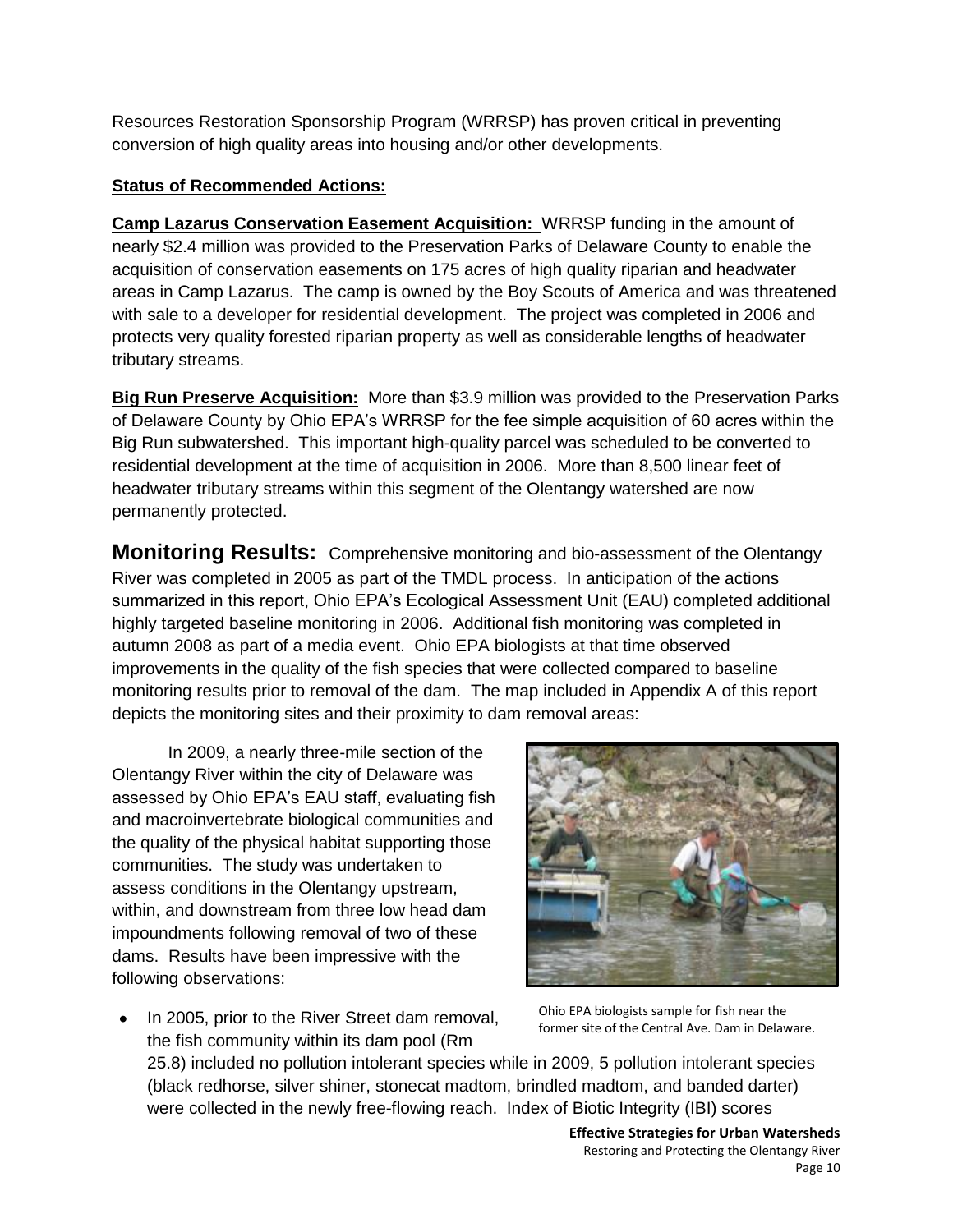Resources Restoration Sponsorship Program (WRRSP) has proven critical in preventing conversion of high quality areas into housing and/or other developments.

**Status of Recommended Actions:**

**Camp Lazarus Conservation Easement Acquisition:** WRRSP funding in the amount of nearly $2.4 million was provided to the Preservation Parks of Delaware County to enable the acquisition of conservation easements on 175 acres of high quality riparian and headwater areas in Camp Lazarus. The camp is owned by the Boy Scouts of America and was threatened with sale to a developer for residential development. The project was completed in 2006 and protects very quality forested riparian property as well as considerable lengths of headwater tributary streams.

**Big Run Preserve Acquisition:** More than $3.9 million was provided to the Preservation Parks of Delaware County by Ohio EPA's WRRSP for the fee simple acquisition of 60 acres within the Big Run subwatershed. This important high-quality parcel was scheduled to be converted to residential development at the time of acquisition in 2006. More than 8,500 linear feet of headwater tributary streams within this segment of the Olentangy watershed are now permanently protected.

**Monitoring Results:** Comprehensive monitoring and bio-assessment of the Olentangy River was completed in 2005 as part of the TMDL process. In anticipation of the actions summarized in this report, Ohio EPA's Ecological Assessment Unit (EAU) completed additional highly targeted baseline monitoring in 2006. Additional fish monitoring was completed in autumn 2008 as part of a media event. Ohio EPA biologists at that time observed improvements in the quality of the fish species that were collected compared to baseline monitoring results prior to removal of the dam. The map included in Appendix A of this report depicts the monitoring sites and their proximity to dam removal areas:

In 2009, a nearly three-mile section of the Olentangy River within the city of Delaware was assessed by Ohio EPA's EAU staff, evaluating fish and macroinvertebrate biological communities and the quality of the physical habitat supporting those communities. The study was undertaken to assess conditions in the Olentangy upstream, within, and downstream from three low head dam impoundments following removal of two of these dams. Results have been impressive with the following observations:

Ohio EPA biologists sample for fish near the former site of the Central Ave. Dam in Delaware.

- In 2005, prior to the River Street dam removal, the fish community within its dam pool (Rm 25.8) included no pollution intolerant species while in 2009, 5 pollution intolerant species (black redhorse, silver shiner, stonecat madtom, brindled madtom, and banded darter) were collected in the newly free-flowing reach. Index of Biotic Integrity (IBI) scores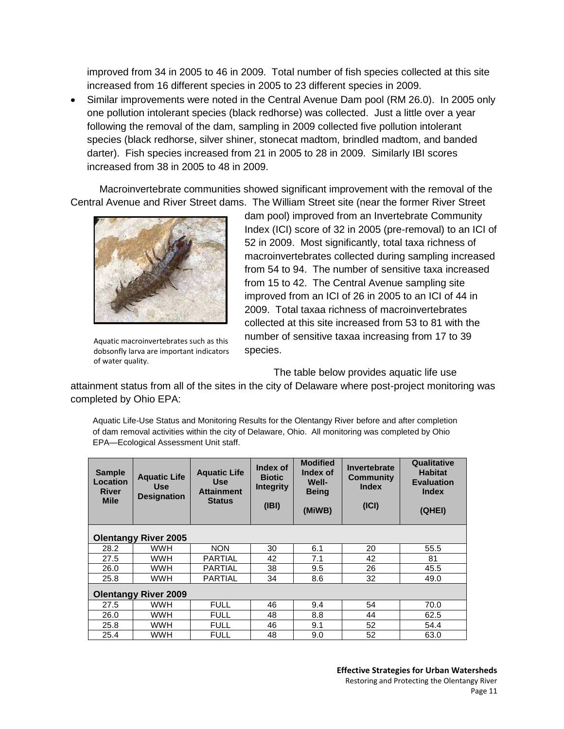improved from 34 in 2005 to 46 in 2009. Total number of fish species collected at this site increased from 16 different species in 2005 to 23 different species in 2009.

- Similar improvements were noted in the Central Avenue Dam pool (RM 26.0). In 2005 only one pollution intolerant species (black redhorse) was collected. Just a little over a year following the removal of the dam, sampling in 2009 collected five pollution intolerant species (black redhorse, silver shiner, stonecat madtom, brindled madtom, and banded darter). Fish species increased from 21 in 2005 to 28 in 2009. Similarly IBI scores increased from 38 in 2005 to 48 in 2009.

Macroinvertebrate communities showed significant improvement with the removal of the Central Avenue and River Street dams. The William Street site (near the former River Street dam pool) improved from an Invertebrate Community Index (ICI) score of 32 in 2005 (pre-removal) to an ICI of 52 in 2009. Most significantly, total taxa richness of macroinvertebrates collected during sampling increased from 54 to 94. The number of sensitive taxa increased from 15 to 42. The Central Avenue sampling site improved from an ICI of 26 in 2005 to an ICI of 44 in 2009. Total taxaa richness of macroinvertebrates collected at this site increased from 53 to 81 with the number of sensitive taxaa increasing from 17 to 39 species.

Aquatic macroinvertebrates such as this dobsonfly larva are important indicators of water quality.

The table below provides aquatic life use attainment status from all of the sites in the city of Delaware where post-project monitoring was completed by Ohio EPA:

Aquatic Life-Use Status and Monitoring Results for the Olentangy River before and after completion of dam removal activities within the city of Delaware, Ohio. All monitoring was completed by Ohio EPA—Ecological Assessment Unit staff.

| Sample Location River Mile | Aquatic Life Use Designation | Aquatic Life Use Attainment Status | Index of Biotic Integrity (IBI) | Modified Index of Well-Being (MiWB) | Invertebrate Community Index (ICI) | Qualitative Habitat Evaluation Index (QHEI) |
|---|---|---|---|---|---|---|
| **Olentangy River 2005** | | | | | | |
| 28.2 | WWH | NON | 30 | 6.1 | 20 | 55.5 |
| 27.5 | WWH | PARTIAL | 42 | 7.1 | 42 | 81 |
| 26.0 | WWH | PARTIAL | 38 | 9.5 | 26 | 45.5 |
| 25.8 | WWH | PARTIAL | 34 | 8.6 | 32 | 49.0 |
| **Olentangy River 2009** | | | | | | |
| 27.5 | WWH | FULL | 46 | 9.4 | 54 | 70.0 |
| 26.0 | WWH | FULL | 48 | 8.8 | 44 | 62.5 |
| 25.8 | WWH | FULL | 46 | 9.1 | 52 | 54.4 |
| 25.4 | WWH | FULL | 48 | 9.0 | 52 | 63.0 |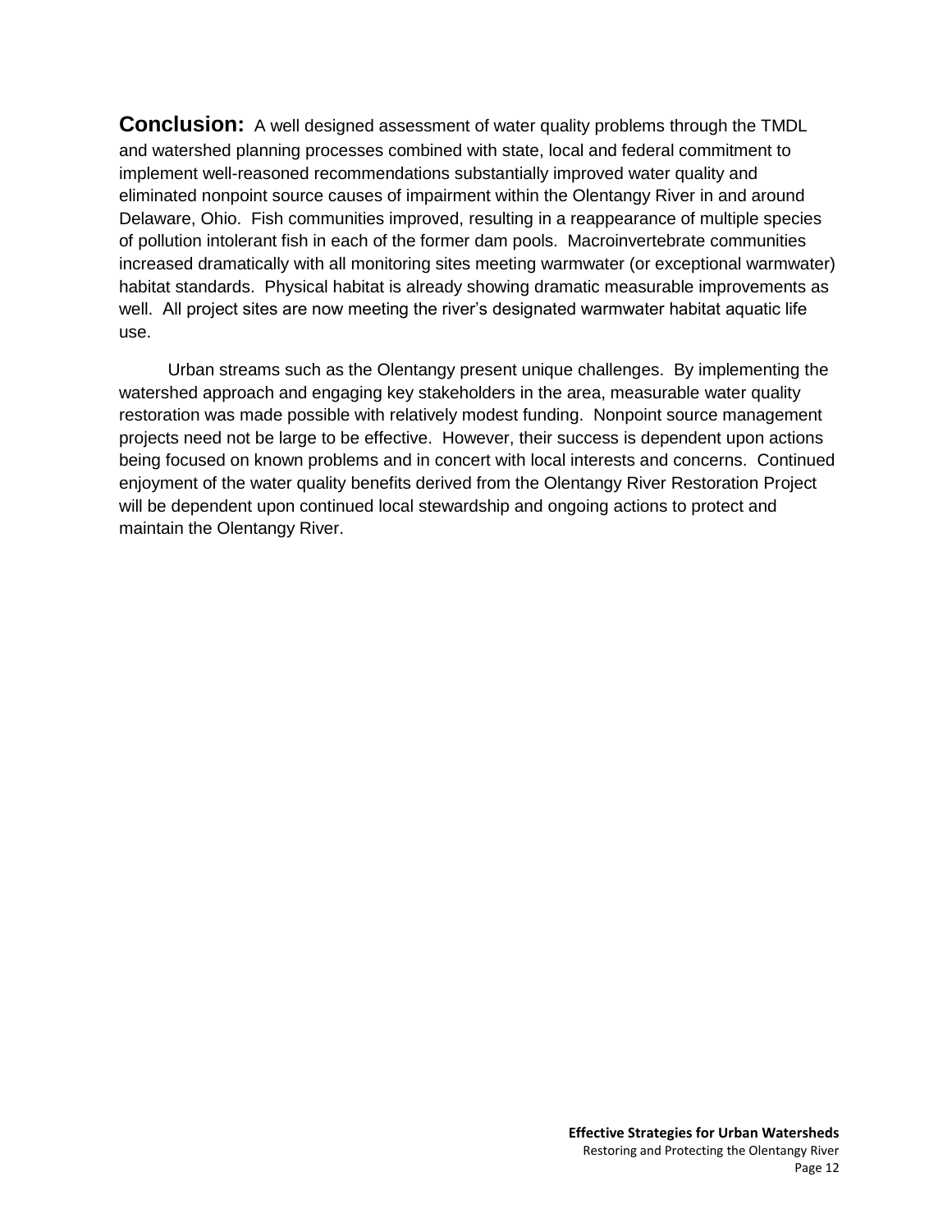**Conclusion:** A well designed assessment of water quality problems through the TMDL and watershed planning processes combined with state, local and federal commitment to implement well-reasoned recommendations substantially improved water quality and eliminated nonpoint source causes of impairment within the Olentangy River in and around Delaware, Ohio. Fish communities improved, resulting in a reappearance of multiple species of pollution intolerant fish in each of the former dam pools. Macroinvertebrate communities increased dramatically with all monitoring sites meeting warmwater (or exceptional warmwater) habitat standards. Physical habitat is already showing dramatic measurable improvements as well. All project sites are now meeting the river's designated warmwater habitat aquatic life use.

Urban streams such as the Olentangy present unique challenges. By implementing the watershed approach and engaging key stakeholders in the area, measurable water quality restoration was made possible with relatively modest funding. Nonpoint source management projects need not be large to be effective. However, their success is dependent upon actions being focused on known problems and in concert with local interests and concerns. Continued enjoyment of the water quality benefits derived from the Olentangy River Restoration Project will be dependent upon continued local stewardship and ongoing actions to protect and maintain the Olentangy River.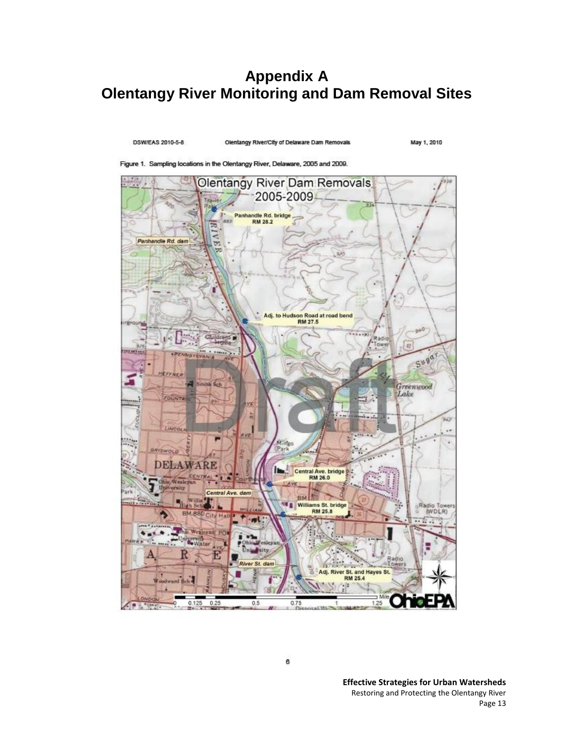# Appendix A
# Olentangy River Monitoring and Dam Removal Sites

DSW/EAS 2010-5-8 Olentangy River/City of Delaware Dam Removals May 1, 2010

Figure 1. Sampling locations in the Olentangy River, Delaware, 2005 and 2009.

Olentangy River Dam Removals
2005-2009

Panhandle Rd. bridge
RM 28.2

Panhandle Rd. dam

Adj. to Hudson Road at road bend
RM 27.5

Central Ave. bridge
RM 26.0

Central Ave. dam

Williams St. bridge
RM 25.8

River St. dam

Adj. River St. and Hayes St.
RM 25.4

0 0.125 0.25 0.5 0.75 1 1.25 Miles

OhioEPA

Draft

6